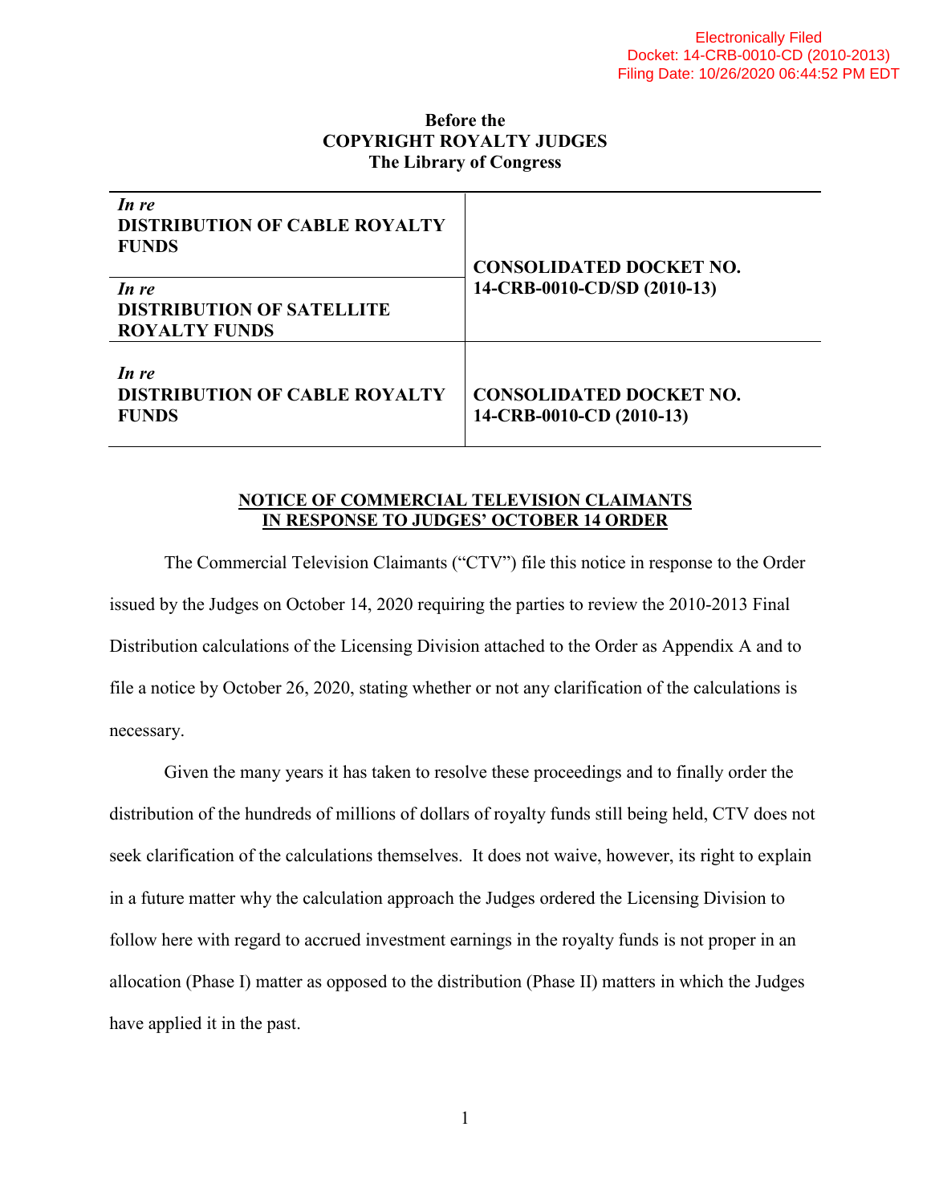Electronically Filed
Docket: 14-CRB-0010-CD (2010-2013)
Filing Date: 10/26/2020 06:44:52 PM EDT

**Before the**
**COPYRIGHT ROYALTY JUDGES**
**The Library of Congress**

| | |
|---|---|
| ***In re*** **DISTRIBUTION OF CABLE ROYALTY FUNDS** | **CONSOLIDATED DOCKET NO. 14-CRB-0010-CD/SD (2010-13)** |
| ***In re*** **DISTRIBUTION OF SATELLITE ROYALTY FUNDS** | |
| ***In re*** **DISTRIBUTION OF CABLE ROYALTY FUNDS** | **CONSOLIDATED DOCKET NO. 14-CRB-0010-CD (2010-13)** |

**NOTICE OF COMMERCIAL TELEVISION CLAIMANTS IN RESPONSE TO JUDGES' OCTOBER 14 ORDER**

The Commercial Television Claimants ("CTV") file this notice in response to the Order issued by the Judges on October 14, 2020 requiring the parties to review the 2010-2013 Final Distribution calculations of the Licensing Division attached to the Order as Appendix A and to file a notice by October 26, 2020, stating whether or not any clarification of the calculations is necessary.

Given the many years it has taken to resolve these proceedings and to finally order the distribution of the hundreds of millions of dollars of royalty funds still being held, CTV does not seek clarification of the calculations themselves. It does not waive, however, its right to explain in a future matter why the calculation approach the Judges ordered the Licensing Division to follow here with regard to accrued investment earnings in the royalty funds is not proper in an allocation (Phase I) matter as opposed to the distribution (Phase II) matters in which the Judges have applied it in the past.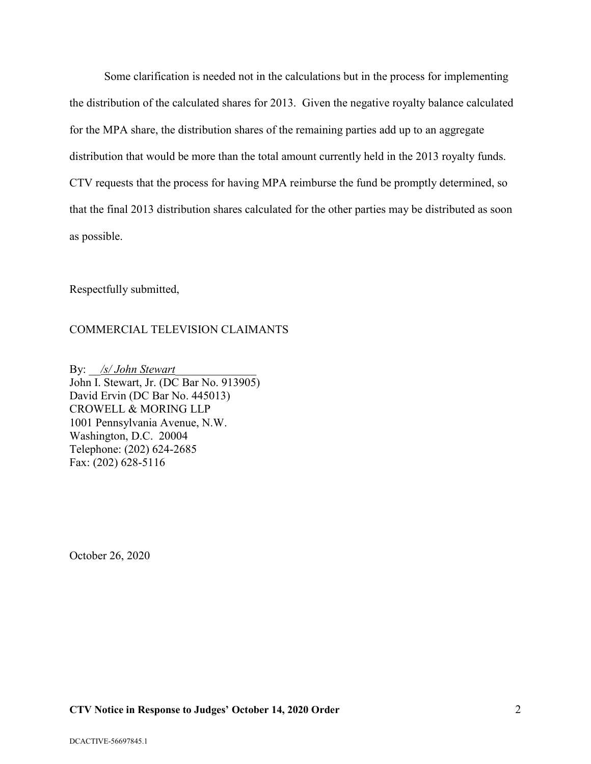Some clarification is needed not in the calculations but in the process for implementing the distribution of the calculated shares for 2013. Given the negative royalty balance calculated for the MPA share, the distribution shares of the remaining parties add up to an aggregate distribution that would be more than the total amount currently held in the 2013 royalty funds. CTV requests that the process for having MPA reimburse the fund be promptly determined, so that the final 2013 distribution shares calculated for the other parties may be distributed as soon as possible.

Respectfully submitted,

COMMERCIAL TELEVISION CLAIMANTS

By: *__/s/ John Stewart__*
John I. Stewart, Jr. (DC Bar No. 913905)
David Ervin (DC Bar No. 445013)
CROWELL & MORING LLP
1001 Pennsylvania Avenue, N.W.
Washington, D.C. 20004
Telephone: (202) 624-2685
Fax: (202) 628-5116

October 26, 2020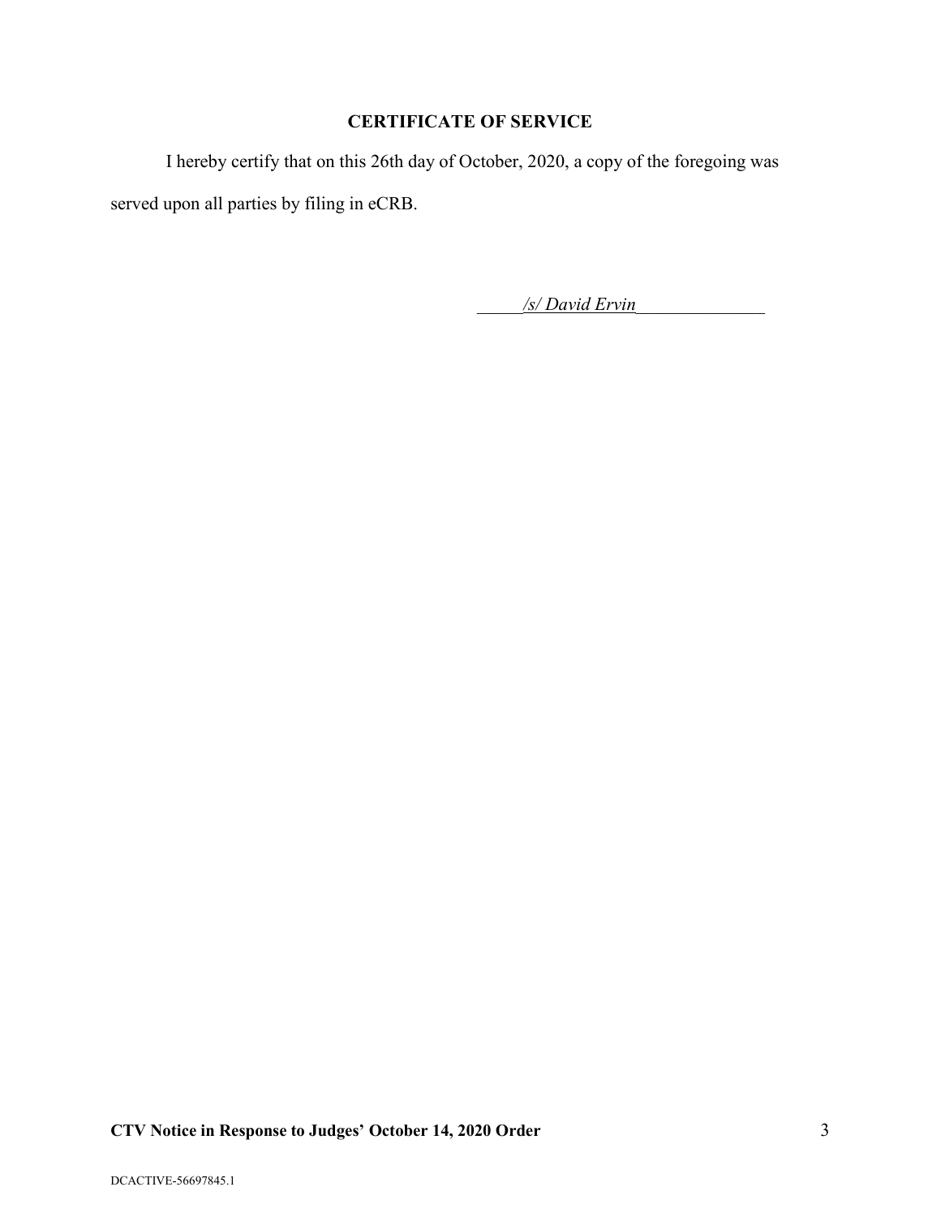**CERTIFICATE OF SERVICE**

I hereby certify that on this 26th day of October, 2020, a copy of the foregoing was served upon all parties by filing in eCRB.

*/s/ David Ervin*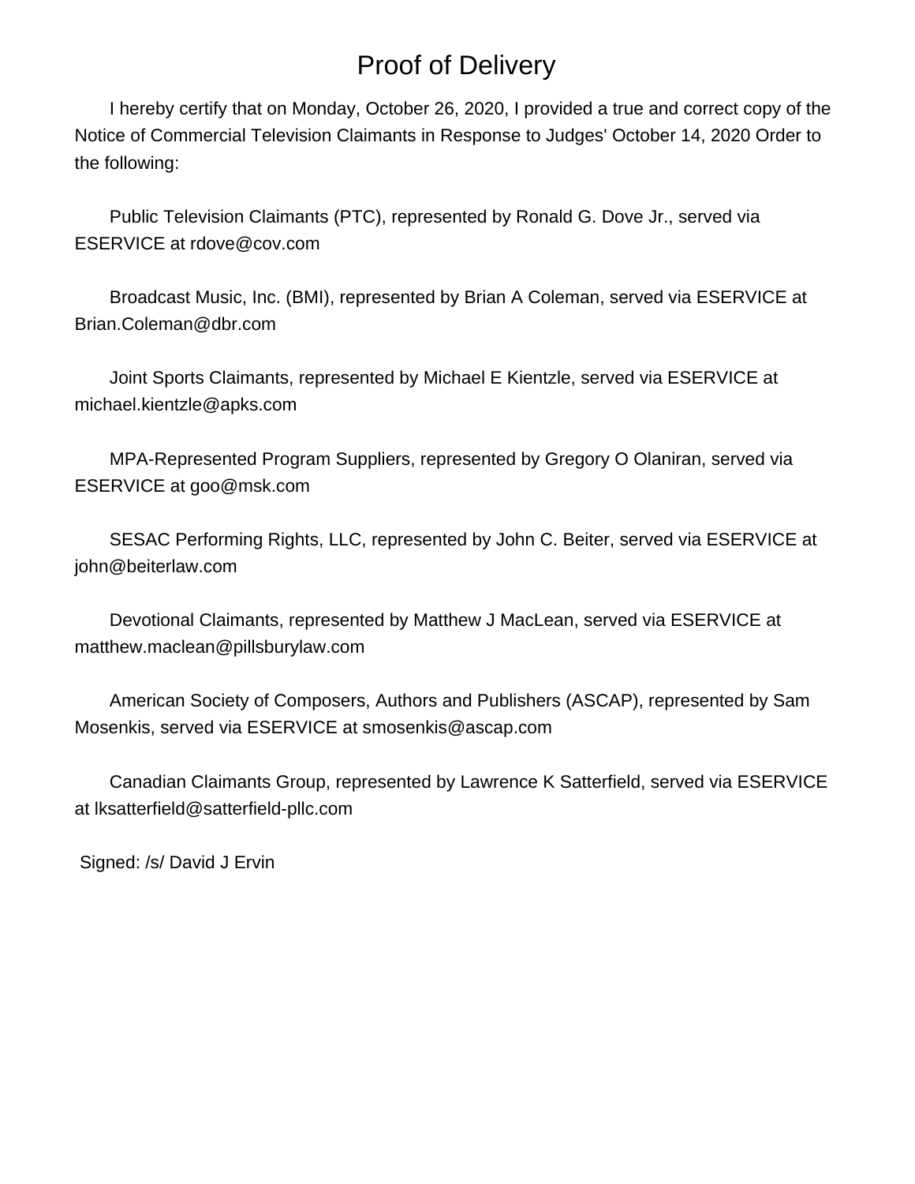# Proof of Delivery

I hereby certify that on Monday, October 26, 2020, I provided a true and correct copy of the Notice of Commercial Television Claimants in Response to Judges' October 14, 2020 Order to the following:

Public Television Claimants (PTC), represented by Ronald G. Dove Jr., served via ESERVICE at rdove@cov.com

Broadcast Music, Inc. (BMI), represented by Brian A Coleman, served via ESERVICE at Brian.Coleman@dbr.com

Joint Sports Claimants, represented by Michael E Kientzle, served via ESERVICE at michael.kientzle@apks.com

MPA-Represented Program Suppliers, represented by Gregory O Olaniran, served via ESERVICE at goo@msk.com

SESAC Performing Rights, LLC, represented by John C. Beiter, served via ESERVICE at john@beiterlaw.com

Devotional Claimants, represented by Matthew J MacLean, served via ESERVICE at matthew.maclean@pillsburylaw.com

American Society of Composers, Authors and Publishers (ASCAP), represented by Sam Mosenkis, served via ESERVICE at smosenkis@ascap.com

Canadian Claimants Group, represented by Lawrence K Satterfield, served via ESERVICE at lksatterfield@satterfield-pllc.com

Signed: /s/ David J Ervin